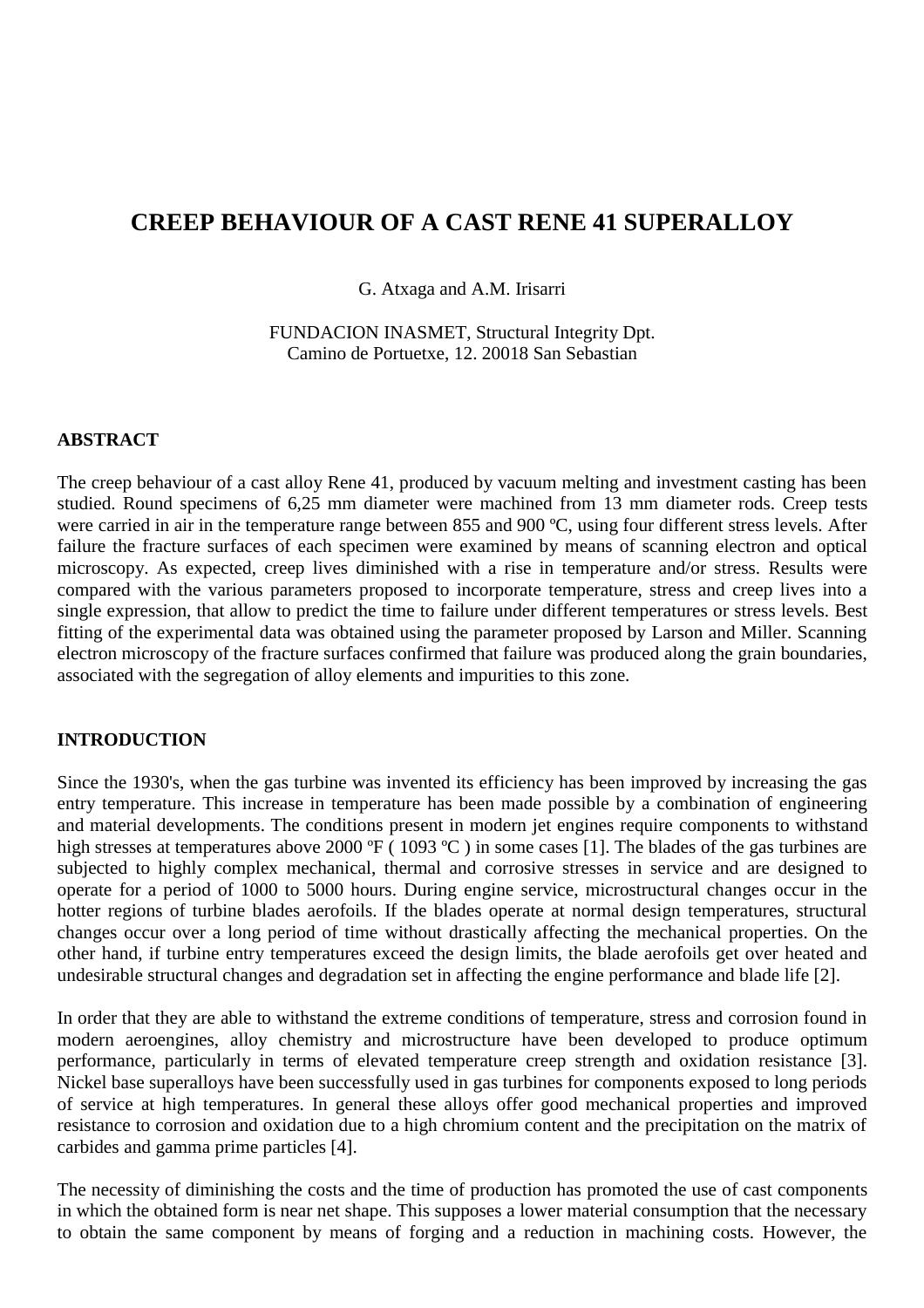# CREEP BEHAVIOUR OF A CAST RENE 41 SUPERALLOY

G. Atxaga and A.M. Irisarri

FUNDACION INASMET, Structural Integrity Dpt.
Camino de Portuetxe, 12. 20018 San Sebastian

## ABSTRACT

The creep behaviour of a cast alloy Rene 41, produced by vacuum melting and investment casting has been studied. Round specimens of 6,25 mm diameter were machined from 13 mm diameter rods. Creep tests were carried in air in the temperature range between 855 and 900 ºC, using four different stress levels. After failure the fracture surfaces of each specimen were examined by means of scanning electron and optical microscopy. As expected, creep lives diminished with a rise in temperature and/or stress. Results were compared with the various parameters proposed to incorporate temperature, stress and creep lives into a single expression, that allow to predict the time to failure under different temperatures or stress levels. Best fitting of the experimental data was obtained using the parameter proposed by Larson and Miller. Scanning electron microscopy of the fracture surfaces confirmed that failure was produced along the grain boundaries, associated with the segregation of alloy elements and impurities to this zone.

## INTRODUCTION

Since the 1930's, when the gas turbine was invented its efficiency has been improved by increasing the gas entry temperature. This increase in temperature has been made possible by a combination of engineering and material developments. The conditions present in modern jet engines require components to withstand high stresses at temperatures above 2000 ºF ( 1093 ºC ) in some cases [1]. The blades of the gas turbines are subjected to highly complex mechanical, thermal and corrosive stresses in service and are designed to operate for a period of 1000 to 5000 hours. During engine service, microstructural changes occur in the hotter regions of turbine blades aerofoils. If the blades operate at normal design temperatures, structural changes occur over a long period of time without drastically affecting the mechanical properties. On the other hand, if turbine entry temperatures exceed the design limits, the blade aerofoils get over heated and undesirable structural changes and degradation set in affecting the engine performance and blade life [2].

In order that they are able to withstand the extreme conditions of temperature, stress and corrosion found in modern aeroengines, alloy chemistry and microstructure have been developed to produce optimum performance, particularly in terms of elevated temperature creep strength and oxidation resistance [3]. Nickel base superalloys have been successfully used in gas turbines for components exposed to long periods of service at high temperatures. In general these alloys offer good mechanical properties and improved resistance to corrosion and oxidation due to a high chromium content and the precipitation on the matrix of carbides and gamma prime particles [4].

The necessity of diminishing the costs and the time of production has promoted the use of cast components in which the obtained form is near net shape. This supposes a lower material consumption that the necessary to obtain the same component by means of forging and a reduction in machining costs. However, the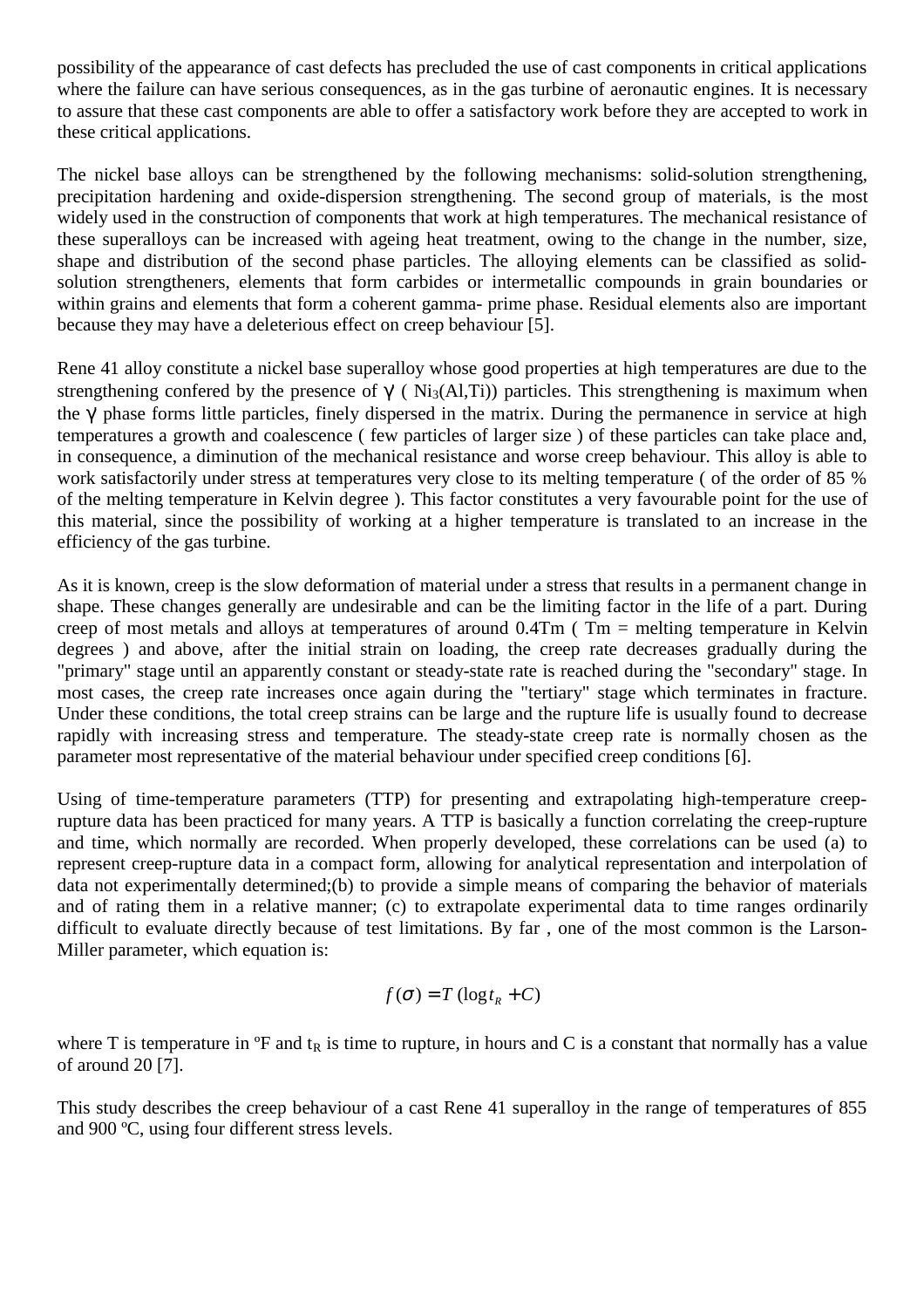possibility of the appearance of cast defects has precluded the use of cast components in critical applications where the failure can have serious consequences, as in the gas turbine of aeronautic engines. It is necessary to assure that these cast components are able to offer a satisfactory work before they are accepted to work in these critical applications.

The nickel base alloys can be strengthened by the following mechanisms: solid-solution strengthening, precipitation hardening and oxide-dispersion strengthening. The second group of materials, is the most widely used in the construction of components that work at high temperatures. The mechanical resistance of these superalloys can be increased with ageing heat treatment, owing to the change in the number, size, shape and distribution of the second phase particles. The alloying elements can be classified as solid-solution strengtheners, elements that form carbides or intermetallic compounds in grain boundaries or within grains and elements that form a coherent gamma- prime phase. Residual elements also are important because they may have a deleterious effect on creep behaviour [5].

Rene 41 alloy constitute a nickel base superalloy whose good properties at high temperatures are due to the strengthening confered by the presence of $\gamma$ ( $Ni_3(Al,Ti)$) particles. This strengthening is maximum when the $\gamma$ phase forms little particles, finely dispersed in the matrix. During the permanence in service at high temperatures a growth and coalescence ( few particles of larger size ) of these particles can take place and, in consequence, a diminution of the mechanical resistance and worse creep behaviour. This alloy is able to work satisfactorily under stress at temperatures very close to its melting temperature ( of the order of 85 % of the melting temperature in Kelvin degree ). This factor constitutes a very favourable point for the use of this material, since the possibility of working at a higher temperature is translated to an increase in the efficiency of the gas turbine.

As it is known, creep is the slow deformation of material under a stress that results in a permanent change in shape. These changes generally are undesirable and can be the limiting factor in the life of a part. During creep of most metals and alloys at temperatures of around 0.4Tm ( Tm = melting temperature in Kelvin degrees ) and above, after the initial strain on loading, the creep rate decreases gradually during the "primary" stage until an apparently constant or steady-state rate is reached during the "secondary" stage. In most cases, the creep rate increases once again during the "tertiary" stage which terminates in fracture. Under these conditions, the total creep strains can be large and the rupture life is usually found to decrease rapidly with increasing stress and temperature. The steady-state creep rate is normally chosen as the parameter most representative of the material behaviour under specified creep conditions [6].

Using of time-temperature parameters (TTP) for presenting and extrapolating high-temperature creep-rupture data has been practiced for many years. A TTP is basically a function correlating the creep-rupture and time, which normally are recorded. When properly developed, these correlations can be used (a) to represent creep-rupture data in a compact form, allowing for analytical representation and interpolation of data not experimentally determined;(b) to provide a simple means of comparing the behavior of materials and of rating them in a relative manner; (c) to extrapolate experimental data to time ranges ordinarily difficult to evaluate directly because of test limitations. By far , one of the most common is the Larson-Miller parameter, which equation is:

$$f(\sigma) = T\,(\log t_R + C)$$

where T is temperature in ºF and $t_R$ is time to rupture, in hours and C is a constant that normally has a value of around 20 [7].

This study describes the creep behaviour of a cast Rene 41 superalloy in the range of temperatures of 855 and 900 ºC, using four different stress levels.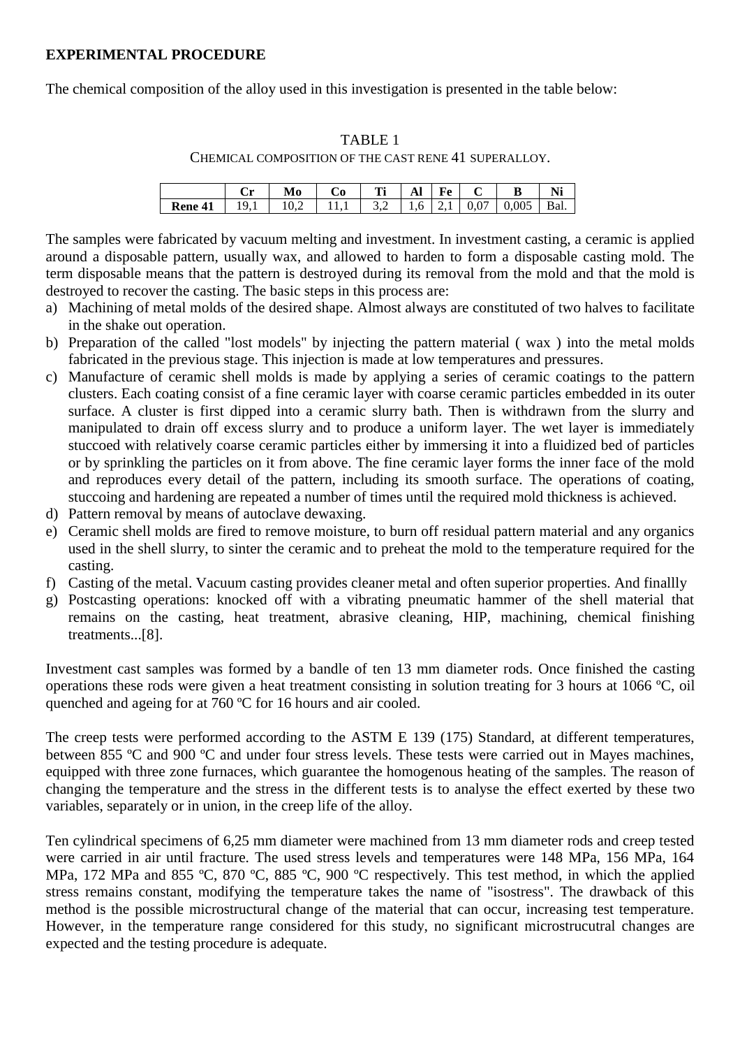## EXPERIMENTAL PROCEDURE

The chemical composition of the alloy used in this investigation is presented in the table below:

TABLE 1
CHEMICAL COMPOSITION OF THE CAST RENE 41 SUPERALLOY.

| | Cr | Mo | Co | Ti | Al | Fe | C | B | Ni |
|---|---|---|---|---|---|---|---|---|---|
| **Rene 41** | 19,1 | 10,2 | 11,1 | 3,2 | 1,6 | 2,1 | 0,07 | 0,005 | Bal. |

The samples were fabricated by vacuum melting and investment. In investment casting, a ceramic is applied around a disposable pattern, usually wax, and allowed to harden to form a disposable casting mold. The term disposable means that the pattern is destroyed during its removal from the mold and that the mold is destroyed to recover the casting. The basic steps in this process are:

a) Machining of metal molds of the desired shape. Almost always are constituted of two halves to facilitate in the shake out operation.
b) Preparation of the called "lost models" by injecting the pattern material ( wax ) into the metal molds fabricated in the previous stage. This injection is made at low temperatures and pressures.
c) Manufacture of ceramic shell molds is made by applying a series of ceramic coatings to the pattern clusters. Each coating consist of a fine ceramic layer with coarse ceramic particles embedded in its outer surface. A cluster is first dipped into a ceramic slurry bath. Then is withdrawn from the slurry and manipulated to drain off excess slurry and to produce a uniform layer. The wet layer is immediately stuccoed with relatively coarse ceramic particles either by immersing it into a fluidized bed of particles or by sprinkling the particles on it from above. The fine ceramic layer forms the inner face of the mold and reproduces every detail of the pattern, including its smooth surface. The operations of coating, stuccoing and hardening are repeated a number of times until the required mold thickness is achieved.
d) Pattern removal by means of autoclave dewaxing.
e) Ceramic shell molds are fired to remove moisture, to burn off residual pattern material and any organics used in the shell slurry, to sinter the ceramic and to preheat the mold to the temperature required for the casting.
f) Casting of the metal. Vacuum casting provides cleaner metal and often superior properties. And finallly
g) Postcasting operations: knocked off with a vibrating pneumatic hammer of the shell material that remains on the casting, heat treatment, abrasive cleaning, HIP, machining, chemical finishing treatments...[8].

Investment cast samples was formed by a bandle of ten 13 mm diameter rods. Once finished the casting operations these rods were given a heat treatment consisting in solution treating for 3 hours at 1066 ºC, oil quenched and ageing for at 760 ºC for 16 hours and air cooled.

The creep tests were performed according to the ASTM E 139 (175) Standard, at different temperatures, between 855 ºC and 900 ºC and under four stress levels. These tests were carried out in Mayes machines, equipped with three zone furnaces, which guarantee the homogenous heating of the samples. The reason of changing the temperature and the stress in the different tests is to analyse the effect exerted by these two variables, separately or in union, in the creep life of the alloy.

Ten cylindrical specimens of 6,25 mm diameter were machined from 13 mm diameter rods and creep tested were carried in air until fracture. The used stress levels and temperatures were 148 MPa, 156 MPa, 164 MPa, 172 MPa and 855 ºC, 870 ºC, 885 ºC, 900 ºC respectively. This test method, in which the applied stress remains constant, modifying the temperature takes the name of "isostress". The drawback of this method is the possible microstructural change of the material that can occur, increasing test temperature. However, in the temperature range considered for this study, no significant microstrucutral changes are expected and the testing procedure is adequate.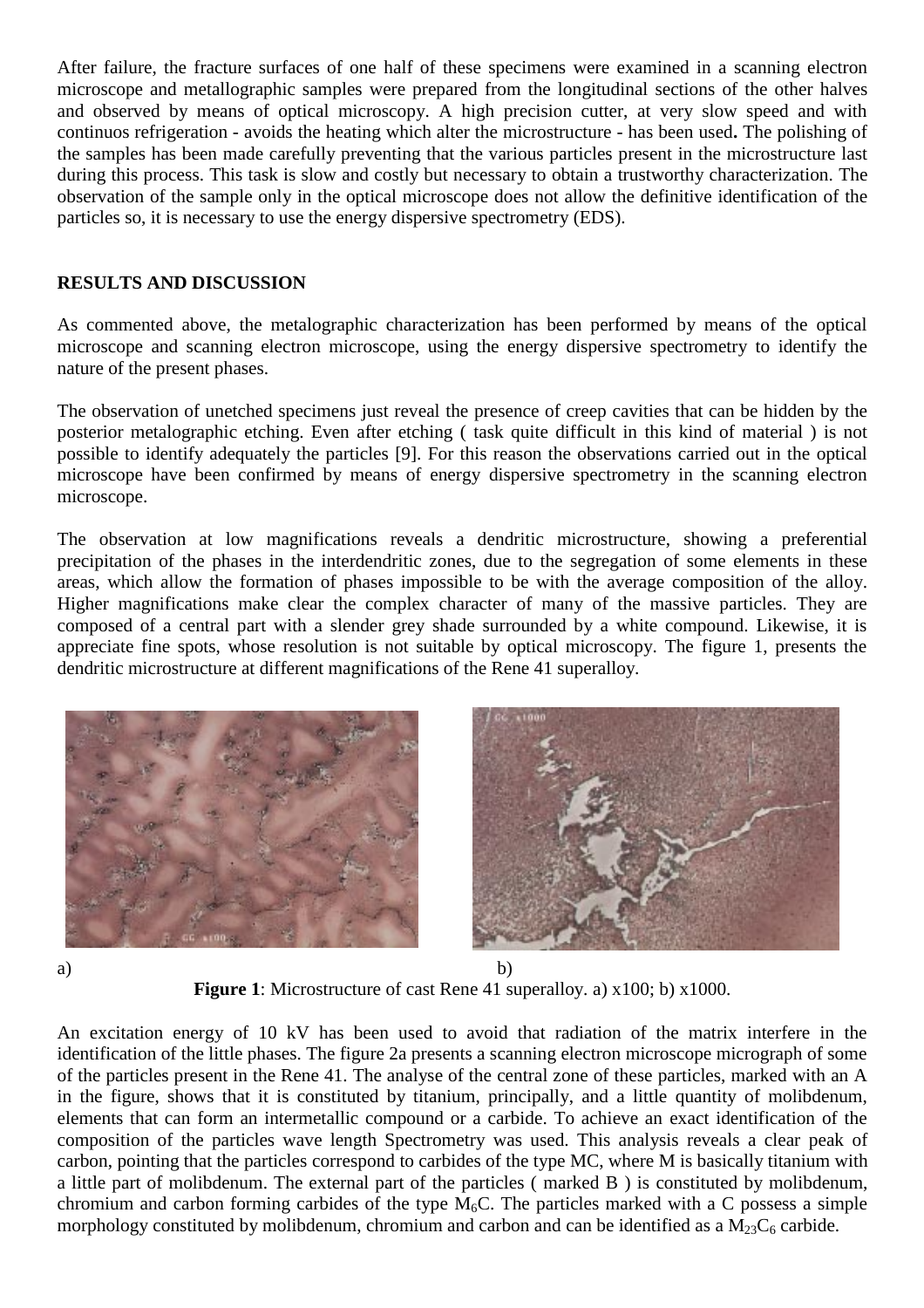After failure, the fracture surfaces of one half of these specimens were examined in a scanning electron microscope and metallographic samples were prepared from the longitudinal sections of the other halves and observed by means of optical microscopy. A high precision cutter, at very slow speed and with continuos refrigeration - avoids the heating which alter the microstructure - has been used**.** The polishing of the samples has been made carefully preventing that the various particles present in the microstructure last during this process. This task is slow and costly but necessary to obtain a trustworthy characterization. The observation of the sample only in the optical microscope does not allow the definitive identification of the particles so, it is necessary to use the energy dispersive spectrometry (EDS).

## RESULTS AND DISCUSSION

As commented above, the metalographic characterization has been performed by means of the optical microscope and scanning electron microscope, using the energy dispersive spectrometry to identify the nature of the present phases.

The observation of unetched specimens just reveal the presence of creep cavities that can be hidden by the posterior metalographic etching. Even after etching ( task quite difficult in this kind of material ) is not possible to identify adequately the particles [9]. For this reason the observations carried out in the optical microscope have been confirmed by means of energy dispersive spectrometry in the scanning electron microscope.

The observation at low magnifications reveals a dendritic microstructure, showing a preferential precipitation of the phases in the interdendritic zones, due to the segregation of some elements in these areas, which allow the formation of phases impossible to be with the average composition of the alloy. Higher magnifications make clear the complex character of many of the massive particles. They are composed of a central part with a slender grey shade surrounded by a white compound. Likewise, it is appreciate fine spots, whose resolution is not suitable by optical microscopy. The figure 1, presents the dendritic microstructure at different magnifications of the Rene 41 superalloy.

a) b)

**Figure 1**: Microstructure of cast Rene 41 superalloy. a) x100; b) x1000.

An excitation energy of 10 kV has been used to avoid that radiation of the matrix interfere in the identification of the little phases. The figure 2a presents a scanning electron microscope micrograph of some of the particles present in the Rene 41. The analyse of the central zone of these particles, marked with an A in the figure, shows that it is constituted by titanium, principally, and a little quantity of molibdenum, elements that can form an intermetallic compound or a carbide. To achieve an exact identification of the composition of the particles wave length Spectrometry was used. This analysis reveals a clear peak of carbon, pointing that the particles correspond to carbides of the type MC, where M is basically titanium with a little part of molibdenum. The external part of the particles ( marked B ) is constituted by molibdenum, chromium and carbon forming carbides of the type $M_6C$. The particles marked with a C possess a simple morphology constituted by molibdenum, chromium and carbon and can be identified as a $M_{23}C_6$ carbide.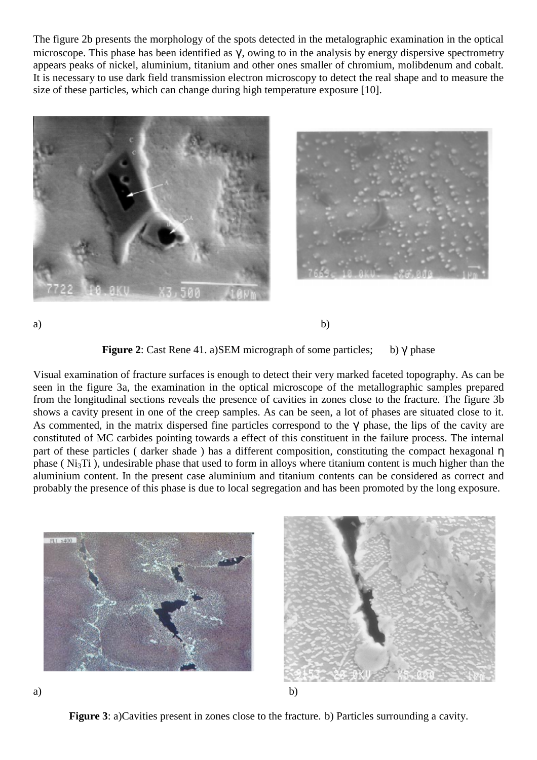The figure 2b presents the morphology of the spots detected in the metalographic examination in the optical microscope. This phase has been identified as γ, owing to in the analysis by energy dispersive spectrometry appears peaks of nickel, aluminium, titanium and other ones smaller of chromium, molibdenum and cobalt. It is necessary to use dark field transmission electron microscopy to detect the real shape and to measure the size of these particles, which can change during high temperature exposure [10].

a) b)

**Figure 2**: Cast Rene 41. a)SEM micrograph of some particles; b) γ phase

Visual examination of fracture surfaces is enough to detect their very marked faceted topography. As can be seen in the figure 3a, the examination in the optical microscope of the metallographic samples prepared from the longitudinal sections reveals the presence of cavities in zones close to the fracture. The figure 3b shows a cavity present in one of the creep samples. As can be seen, a lot of phases are situated close to it. As commented, in the matrix dispersed fine particles correspond to the γ phase, the lips of the cavity are constituted of MC carbides pointing towards a effect of this constituent in the failure process. The internal part of these particles ( darker shade ) has a different composition, constituting the compact hexagonal η phase ( $Ni_3Ti$ ), undesirable phase that used to form in alloys where titanium content is much higher than the aluminium content. In the present case aluminium and titanium contents can be considered as correct and probably the presence of this phase is due to local segregation and has been promoted by the long exposure.

a) b)

**Figure 3**: a)Cavities present in zones close to the fracture. b) Particles surrounding a cavity.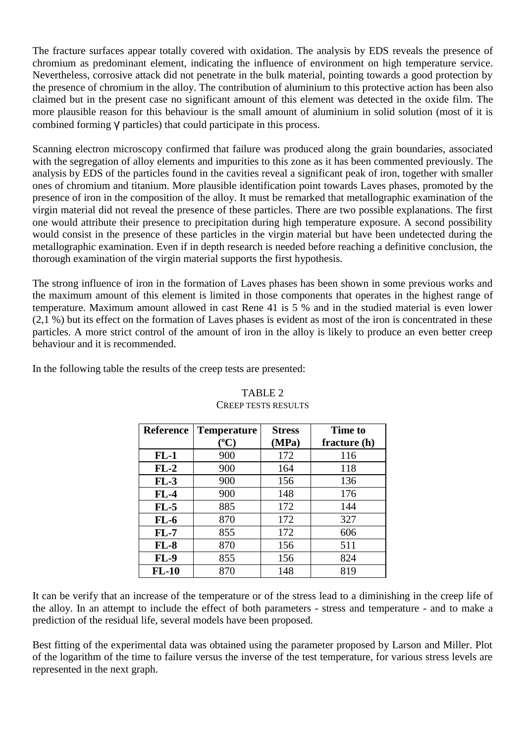The fracture surfaces appear totally covered with oxidation. The analysis by EDS reveals the presence of chromium as predominant element, indicating the influence of environment on high temperature service. Nevertheless, corrosive attack did not penetrate in the bulk material, pointing towards a good protection by the presence of chromium in the alloy. The contribution of aluminium to this protective action has been also claimed but in the present case no significant amount of this element was detected in the oxide film. The more plausible reason for this behaviour is the small amount of aluminium in solid solution (most of it is combined forming γ particles) that could participate in this process.

Scanning electron microscopy confirmed that failure was produced along the grain boundaries, associated with the segregation of alloy elements and impurities to this zone as it has been commented previously. The analysis by EDS of the particles found in the cavities reveal a significant peak of iron, together with smaller ones of chromium and titanium. More plausible identification point towards Laves phases, promoted by the presence of iron in the composition of the alloy. It must be remarked that metallographic examination of the virgin material did not reveal the presence of these particles. There are two possible explanations. The first one would attribute their presence to precipitation during high temperature exposure. A second possibility would consist in the presence of these particles in the virgin material but have been undetected during the metallographic examination. Even if in depth research is needed before reaching a definitive conclusion, the thorough examination of the virgin material supports the first hypothesis.

The strong influence of iron in the formation of Laves phases has been shown in some previous works and the maximum amount of this element is limited in those components that operates in the highest range of temperature. Maximum amount allowed in cast Rene 41 is 5 % and in the studied material is even lower (2,1 %) but its effect on the formation of Laves phases is evident as most of the iron is concentrated in these particles. A more strict control of the amount of iron in the alloy is likely to produce an even better creep behaviour and it is recommended.

In the following table the results of the creep tests are presented:

TABLE 2
CREEP TESTS RESULTS

| Reference | Temperature (ºC) | Stress (MPa) | Time to fracture (h) |
|---|---|---|---|
| **FL-1** | 900 | 172 | 116 |
| **FL-2** | 900 | 164 | 118 |
| **FL-3** | 900 | 156 | 136 |
| **FL-4** | 900 | 148 | 176 |
| **FL-5** | 885 | 172 | 144 |
| **FL-6** | 870 | 172 | 327 |
| **FL-7** | 855 | 172 | 606 |
| **FL-8** | 870 | 156 | 511 |
| **FL-9** | 855 | 156 | 824 |
| **FL-10** | 870 | 148 | 819 |

It can be verify that an increase of the temperature or of the stress lead to a diminishing in the creep life of the alloy. In an attempt to include the effect of both parameters - stress and temperature - and to make a prediction of the residual life, several models have been proposed.

Best fitting of the experimental data was obtained using the parameter proposed by Larson and Miller. Plot of the logarithm of the time to failure versus the inverse of the test temperature, for various stress levels are represented in the next graph.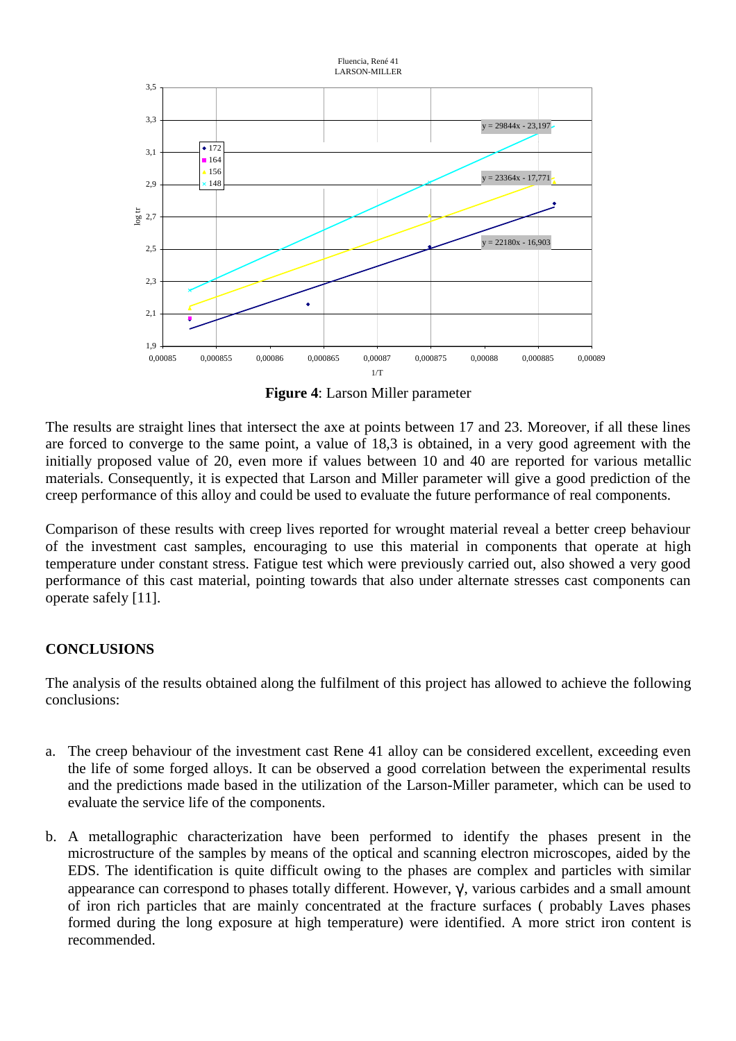**Figure 4**: Larson Miller parameter

The results are straight lines that intersect the axe at points between 17 and 23. Moreover, if all these lines are forced to converge to the same point, a value of 18,3 is obtained, in a very good agreement with the initially proposed value of 20, even more if values between 10 and 40 are reported for various metallic materials. Consequently, it is expected that Larson and Miller parameter will give a good prediction of the creep performance of this alloy and could be used to evaluate the future performance of real components.

Comparison of these results with creep lives reported for wrought material reveal a better creep behaviour of the investment cast samples, encouraging to use this material in components that operate at high temperature under constant stress. Fatigue test which were previously carried out, also showed a very good performance of this cast material, pointing towards that also under alternate stresses cast components can operate safely [11].

## CONCLUSIONS

The analysis of the results obtained along the fulfilment of this project has allowed to achieve the following conclusions:

a. The creep behaviour of the investment cast Rene 41 alloy can be considered excellent, exceeding even the life of some forged alloys. It can be observed a good correlation between the experimental results and the predictions made based in the utilization of the Larson-Miller parameter, which can be used to evaluate the service life of the components.

b. A metallographic characterization have been performed to identify the phases present in the microstructure of the samples by means of the optical and scanning electron microscopes, aided by the EDS. The identification is quite difficult owing to the phases are complex and particles with similar appearance can correspond to phases totally different. However, $\gamma$, various carbides and a small amount of iron rich particles that are mainly concentrated at the fracture surfaces ( probably Laves phases formed during the long exposure at high temperature) were identified. A more strict iron content is recommended.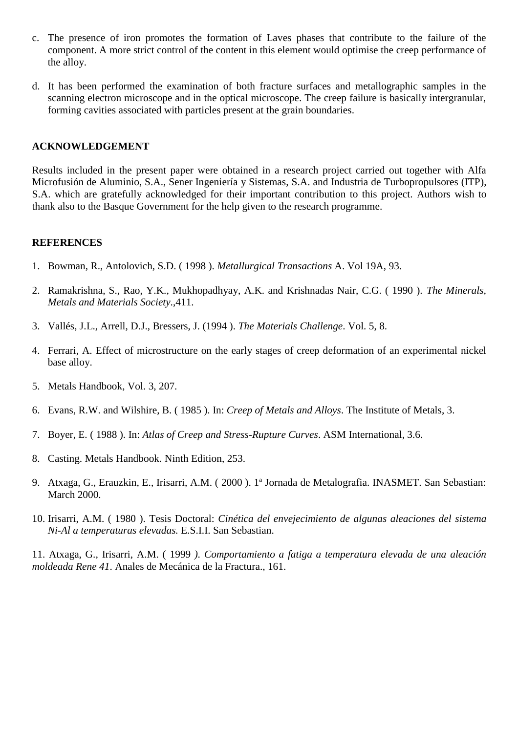c. The presence of iron promotes the formation of Laves phases that contribute to the failure of the component. A more strict control of the content in this element would optimise the creep performance of the alloy.

d. It has been performed the examination of both fracture surfaces and metallographic samples in the scanning electron microscope and in the optical microscope. The creep failure is basically intergranular, forming cavities associated with particles present at the grain boundaries.

**ACKNOWLEDGEMENT**

Results included in the present paper were obtained in a research project carried out together with Alfa Microfusión de Aluminio, S.A., Sener Ingeniería y Sistemas, S.A. and Industria de Turbopropulsores (ITP), S.A. which are gratefully acknowledged for their important contribution to this project. Authors wish to thank also to the Basque Government for the help given to the research programme.

**REFERENCES**

1. Bowman, R., Antolovich, S.D. ( 1998 ). *Metallurgical Transactions* A. Vol 19A, 93.

2. Ramakrishna, S., Rao, Y.K., Mukhopadhyay, A.K. and Krishnadas Nair, C.G. ( 1990 ). *The Minerals, Metals and Materials Society*.,411.

3. Vallés, J.L., Arrell, D.J., Bressers, J. (1994 ). *The Materials Challenge*. Vol. 5, 8.

4. Ferrari, A. Effect of microstructure on the early stages of creep deformation of an experimental nickel base alloy.

5. Metals Handbook, Vol. 3, 207.

6. Evans, R.W. and Wilshire, B. ( 1985 ). In: *Creep of Metals and Alloys*. The Institute of Metals, 3.

7. Boyer, E. ( 1988 ). In: *Atlas of Creep and Stress-Rupture Curves*. ASM International, 3.6.

8. Casting. Metals Handbook. Ninth Edition, 253.

9. Atxaga, G., Erauzkin, E., Irisarri, A.M. ( 2000 ). 1ª Jornada de Metalografia. INASMET. San Sebastian: March 2000.

10. Irisarri, A.M. ( 1980 ). Tesis Doctoral: *Cinética del envejecimiento de algunas aleaciones del sistema Ni-Al a temperaturas elevadas.* E.S.I.I. San Sebastian.

11. Atxaga, G., Irisarri, A.M. ( 1999 *). Comportamiento a fatiga a temperatura elevada de una aleación moldeada Rene 41*. Anales de Mecánica de la Fractura., 161.